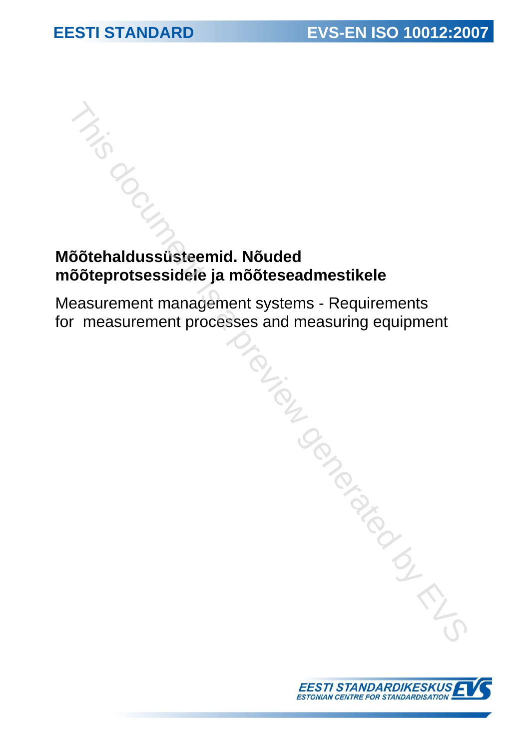EESTI STANDARD

EVS-EN ISO 10012:2007

# Mõõtehaldussüsteemid. Nõuded mõõteprotsessidele ja mõõteseadmestikele

Measurement management systems - Requirements for measurement processes and measuring equipment

EESTI STANDARDIKESKUS
ESTONIAN CENTRE FOR STANDARDISATION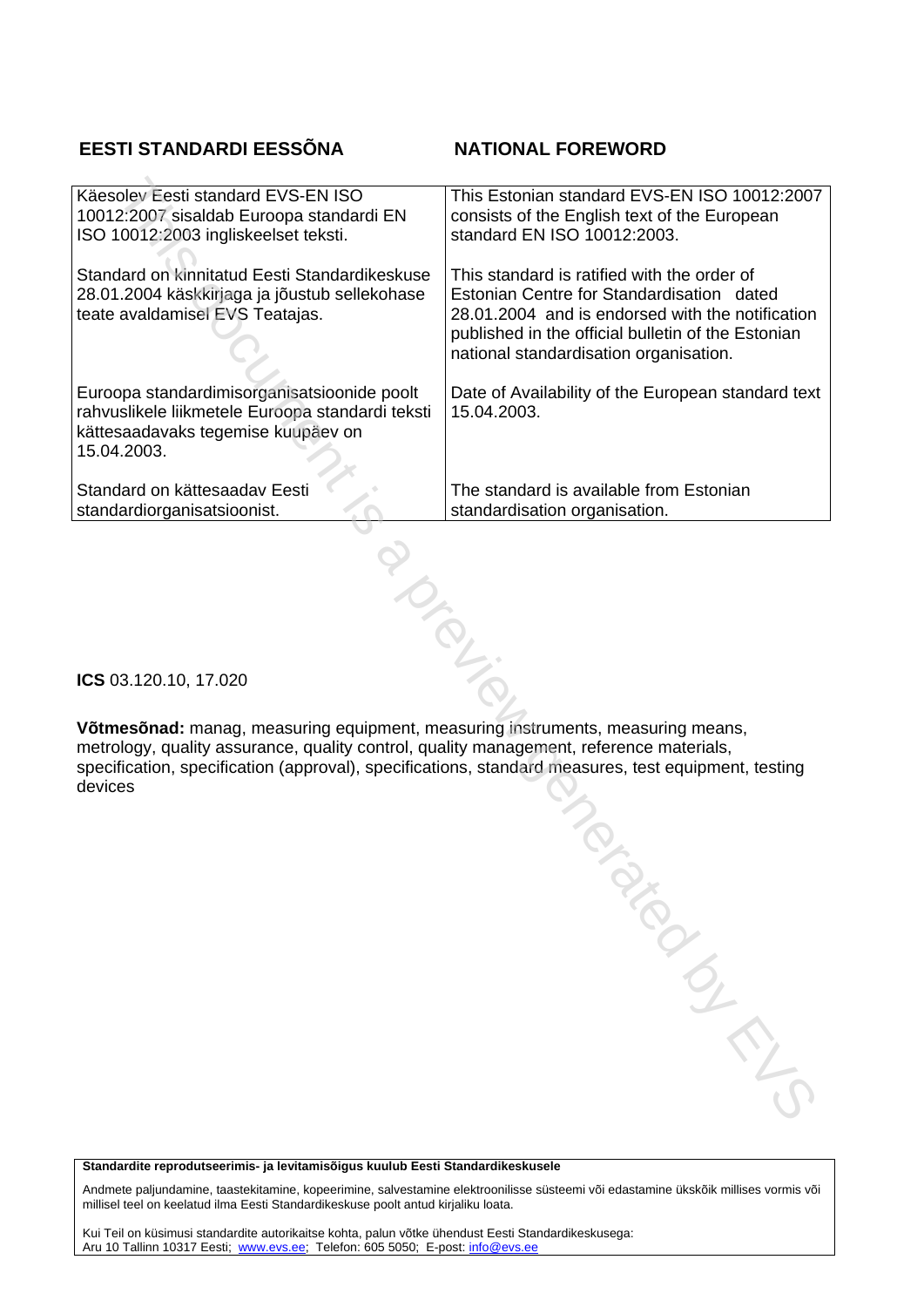| **EESTI STANDARDI EESSÕNA** | **NATIONAL FOREWORD** |
|---|---|
| Käesolev Eesti standard EVS-EN ISO 10012:2007 sisaldab Euroopa standardi EN ISO 10012:2003 ingliskeelset teksti. | This Estonian standard EVS-EN ISO 10012:2007 consists of the English text of the European standard EN ISO 10012:2003. |
| Standard on kinnitatud Eesti Standardikeskuse 28.01.2004 käskkirjaga ja jõustub sellekohase teate avaldamisel EVS Teatajas. | This standard is ratified with the order of Estonian Centre for Standardisation dated 28.01.2004 and is endorsed with the notification published in the official bulletin of the Estonian national standardisation organisation. |
| Euroopa standardimisorganisatsioonide poolt rahvuslikele liikmetele Euroopa standardi teksti kättesaadavaks tegemise kuupäev on 15.04.2003. | Date of Availability of the European standard text 15.04.2003. |
| Standard on kättesaadav Eesti standardiorganisatsioonist. | The standard is available from Estonian standardisation organisation. |

**ICS** 03.120.10, 17.020

**Võtmesõnad:** manag, measuring equipment, measuring instruments, measuring means, metrology, quality assurance, quality control, quality management, reference materials, specification, specification (approval), specifications, standard measures, test equipment, testing devices

**Standardite reprodutseerimis- ja levitamisõigus kuulub Eesti Standardikeskusele**

Andmete paljundamine, taastekitamine, kopeerimine, salvestamine elektroonilisse süsteemi või edastamine ükskõik millises vormis või millisel teel on keelatud ilma Eesti Standardikeskuse poolt antud kirjaliku loata.

Kui Teil on küsimusi standardite autorikaitse kohta, palun võtke ühendust Eesti Standardikeskusega:
Aru 10 Tallinn 10317 Eesti; www.evs.ee; Telefon: 605 5050; E-post: info@evs.ee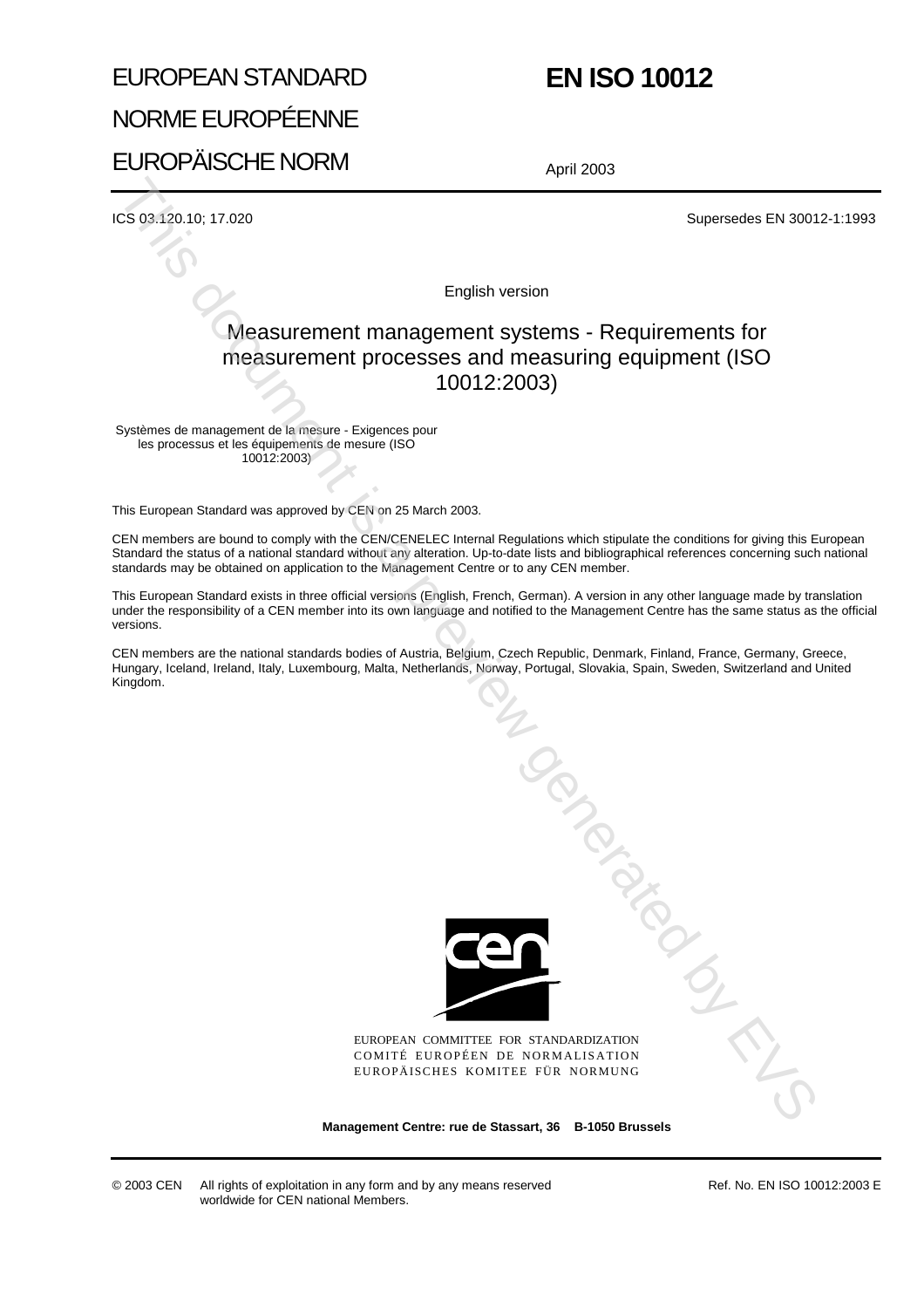# EUROPEAN STANDARD

# NORME EUROPÉENNE

# EUROPÄISCHE NORM

**EN ISO 10012**

April 2003

ICS 03.120.10; 17.020

Supersedes EN 30012-1:1993

English version

## Measurement management systems - Requirements for measurement processes and measuring equipment (ISO 10012:2003)

Systèmes de management de la mesure - Exigences pour les processus et les équipements de mesure (ISO 10012:2003)

This European Standard was approved by CEN on 25 March 2003.

CEN members are bound to comply with the CEN/CENELEC Internal Regulations which stipulate the conditions for giving this European Standard the status of a national standard without any alteration. Up-to-date lists and bibliographical references concerning such national standards may be obtained on application to the Management Centre or to any CEN member.

This European Standard exists in three official versions (English, French, German). A version in any other language made by translation under the responsibility of a CEN member into its own language and notified to the Management Centre has the same status as the official versions.

CEN members are the national standards bodies of Austria, Belgium, Czech Republic, Denmark, Finland, France, Germany, Greece, Hungary, Iceland, Ireland, Italy, Luxembourg, Malta, Netherlands, Norway, Portugal, Slovakia, Spain, Sweden, Switzerland and United Kingdom.

EUROPEAN COMMITTEE FOR STANDARDIZATION
COMITÉ EUROPÉEN DE NORMALISATION
EUROPÄISCHES KOMITEE FÜR NORMUNG

**Management Centre: rue de Stassart, 36 B-1050 Brussels**

© 2003 CEN All rights of exploitation in any form and by any means reserved worldwide for CEN national Members.

Ref. No. EN ISO 10012:2003 E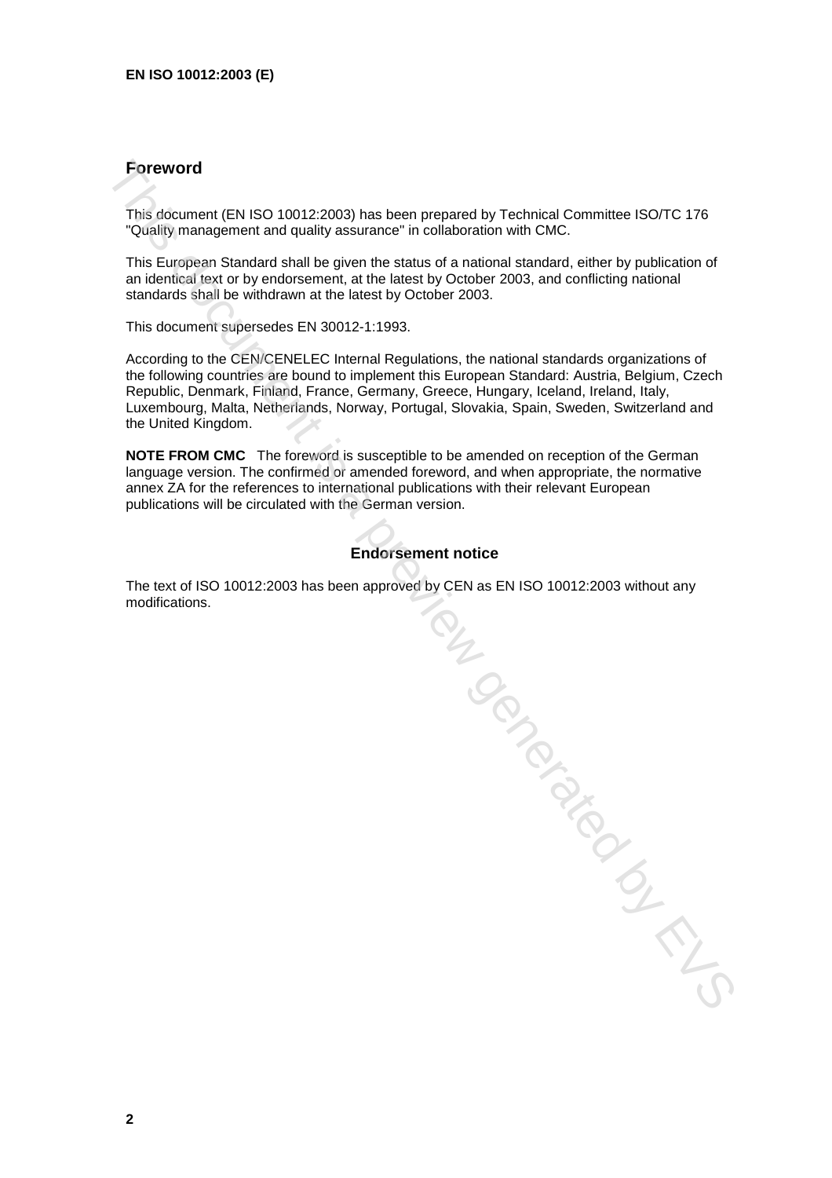## Foreword

This document (EN ISO 10012:2003) has been prepared by Technical Committee ISO/TC 176 "Quality management and quality assurance" in collaboration with CMC.

This European Standard shall be given the status of a national standard, either by publication of an identical text or by endorsement, at the latest by October 2003, and conflicting national standards shall be withdrawn at the latest by October 2003.

This document supersedes EN 30012-1:1993.

According to the CEN/CENELEC Internal Regulations, the national standards organizations of the following countries are bound to implement this European Standard: Austria, Belgium, Czech Republic, Denmark, Finland, France, Germany, Greece, Hungary, Iceland, Ireland, Italy, Luxembourg, Malta, Netherlands, Norway, Portugal, Slovakia, Spain, Sweden, Switzerland and the United Kingdom.

**NOTE FROM CMC** The foreword is susceptible to be amended on reception of the German language version. The confirmed or amended foreword, and when appropriate, the normative annex ZA for the references to international publications with their relevant European publications will be circulated with the German version.

### Endorsement notice

The text of ISO 10012:2003 has been approved by CEN as EN ISO 10012:2003 without any modifications.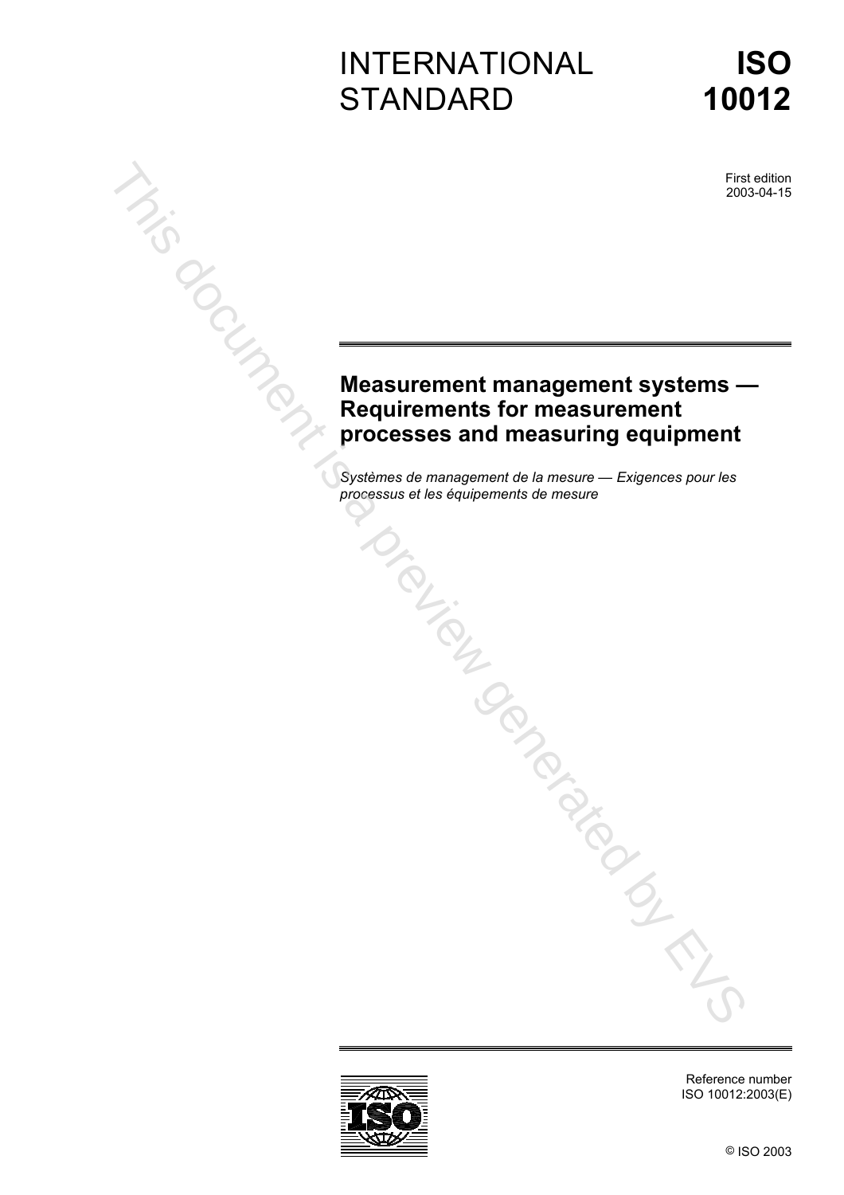# INTERNATIONAL STANDARD

# ISO 10012

First edition
2003-04-15

## Measurement management systems — Requirements for measurement processes and measuring equipment

*Systèmes de management de la mesure — Exigences pour les processus et les équipements de mesure*

Reference number
ISO 10012:2003(E)

© ISO 2003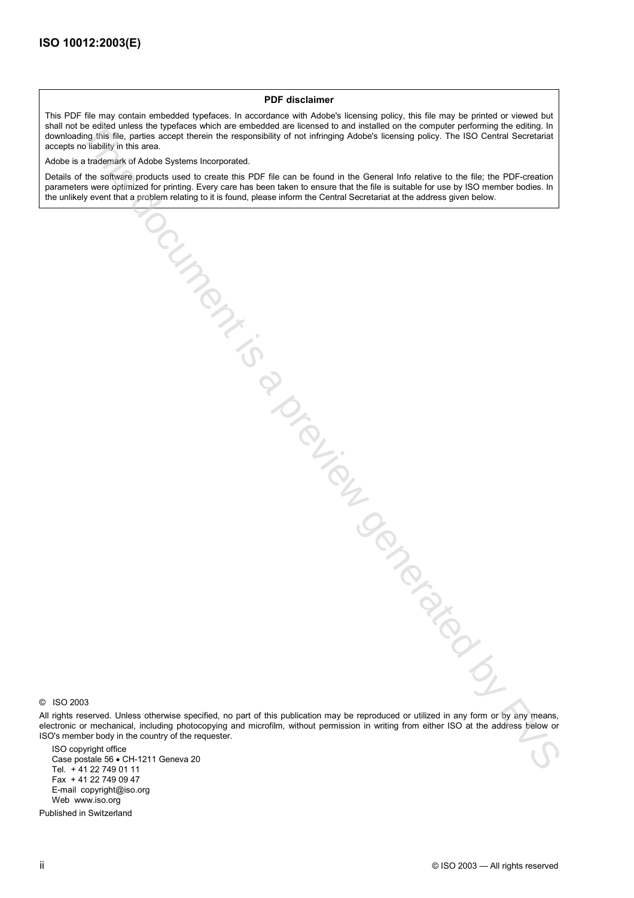**PDF disclaimer**

This PDF file may contain embedded typefaces. In accordance with Adobe's licensing policy, this file may be printed or viewed but shall not be edited unless the typefaces which are embedded are licensed to and installed on the computer performing the editing. In downloading this file, parties accept therein the responsibility of not infringing Adobe's licensing policy. The ISO Central Secretariat accepts no liability in this area.

Adobe is a trademark of Adobe Systems Incorporated.

Details of the software products used to create this PDF file can be found in the General Info relative to the file; the PDF-creation parameters were optimized for printing. Every care has been taken to ensure that the file is suitable for use by ISO member bodies. In the unlikely event that a problem relating to it is found, please inform the Central Secretariat at the address given below.

© ISO 2003

All rights reserved. Unless otherwise specified, no part of this publication may be reproduced or utilized in any form or by any means, electronic or mechanical, including photocopying and microfilm, without permission in writing from either ISO at the address below or ISO's member body in the country of the requester.

ISO copyright office
Case postale 56 • CH-1211 Geneva 20
Tel. + 41 22 749 01 11
Fax + 41 22 749 09 47
E-mail copyright@iso.org
Web www.iso.org

Published in Switzerland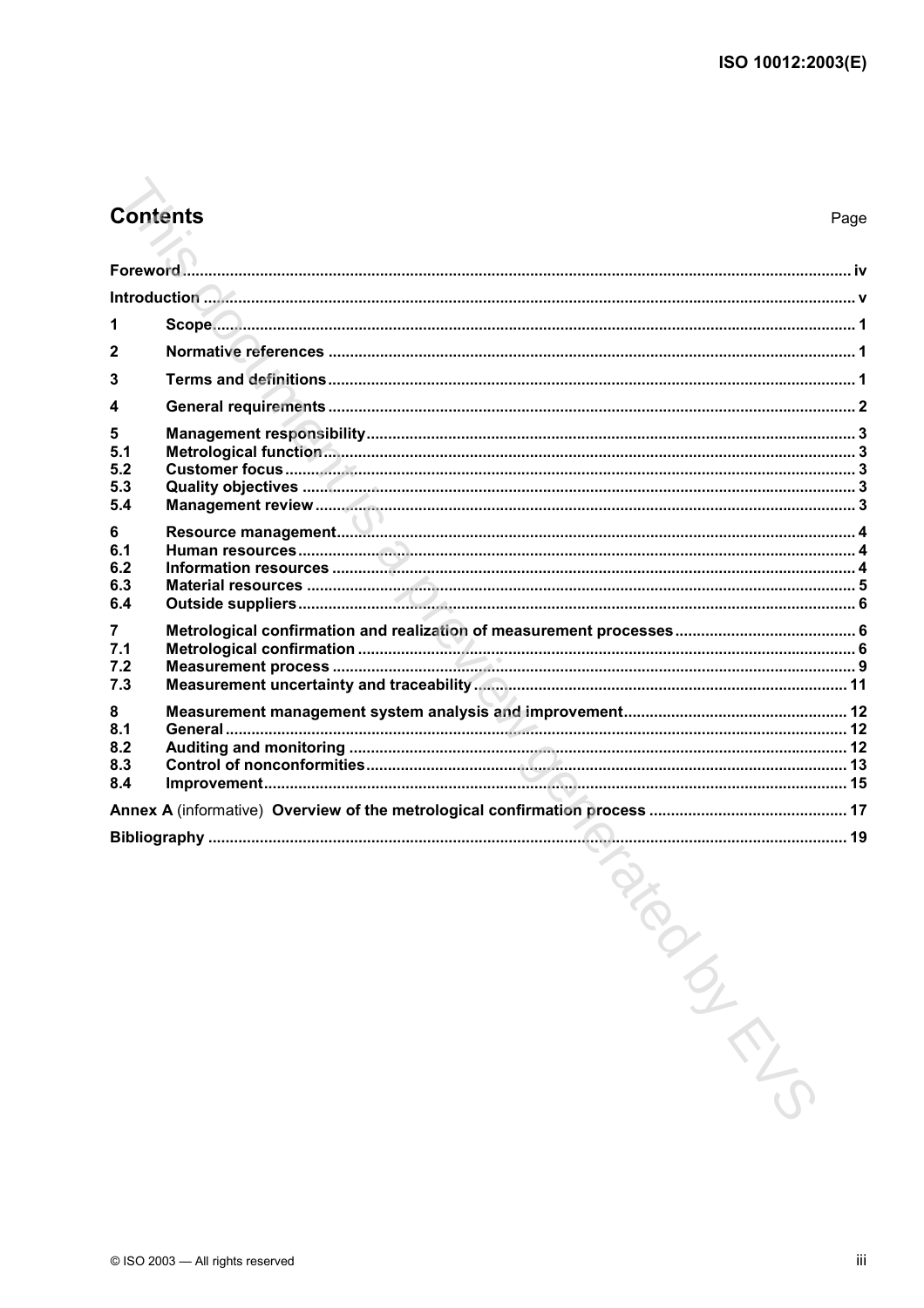# Contents

Page

| | | |
|---|---|---|
| **Foreword** | | **iv** |
| **Introduction** | | **v** |
| **1** | **Scope** | **1** |
| **2** | **Normative references** | **1** |
| **3** | **Terms and definitions** | **1** |
| **4** | **General requirements** | **2** |
| **5** | **Management responsibility** | **3** |
| **5.1** | **Metrological function** | **3** |
| **5.2** | **Customer focus** | **3** |
| **5.3** | **Quality objectives** | **3** |
| **5.4** | **Management review** | **3** |
| **6** | **Resource management** | **4** |
| **6.1** | **Human resources** | **4** |
| **6.2** | **Information resources** | **4** |
| **6.3** | **Material resources** | **5** |
| **6.4** | **Outside suppliers** | **6** |
| **7** | **Metrological confirmation and realization of measurement processes** | **6** |
| **7.1** | **Metrological confirmation** | **6** |
| **7.2** | **Measurement process** | **9** |
| **7.3** | **Measurement uncertainty and traceability** | **11** |
| **8** | **Measurement management system analysis and improvement** | **12** |
| **8.1** | **General** | **12** |
| **8.2** | **Auditing and monitoring** | **12** |
| **8.3** | **Control of nonconformities** | **13** |
| **8.4** | **Improvement** | **15** |
| **Annex A** (informative) **Overview of the metrological confirmation process** | | **17** |
| **Bibliography** | | **19** |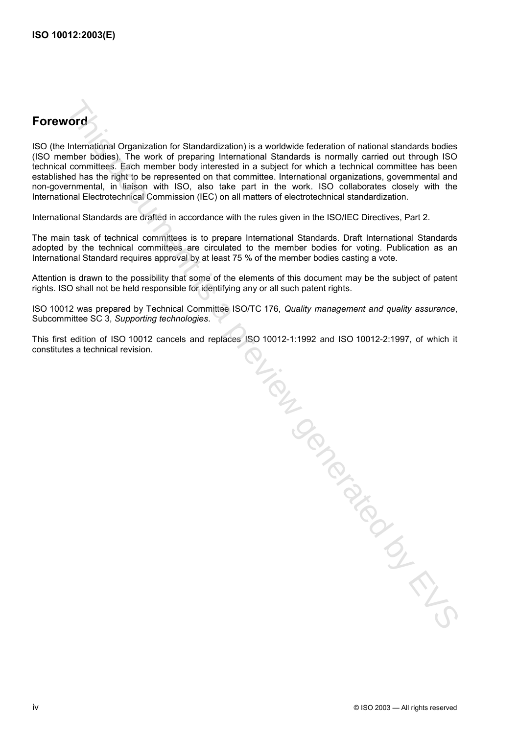## Foreword

ISO (the International Organization for Standardization) is a worldwide federation of national standards bodies (ISO member bodies). The work of preparing International Standards is normally carried out through ISO technical committees. Each member body interested in a subject for which a technical committee has been established has the right to be represented on that committee. International organizations, governmental and non-governmental, in liaison with ISO, also take part in the work. ISO collaborates closely with the International Electrotechnical Commission (IEC) on all matters of electrotechnical standardization.

International Standards are drafted in accordance with the rules given in the ISO/IEC Directives, Part 2.

The main task of technical committees is to prepare International Standards. Draft International Standards adopted by the technical committees are circulated to the member bodies for voting. Publication as an International Standard requires approval by at least 75 % of the member bodies casting a vote.

Attention is drawn to the possibility that some of the elements of this document may be the subject of patent rights. ISO shall not be held responsible for identifying any or all such patent rights.

ISO 10012 was prepared by Technical Committee ISO/TC 176, *Quality management and quality assurance*, Subcommittee SC 3, *Supporting technologies*.

This first edition of ISO 10012 cancels and replaces ISO 10012-1:1992 and ISO 10012-2:1997, of which it constitutes a technical revision.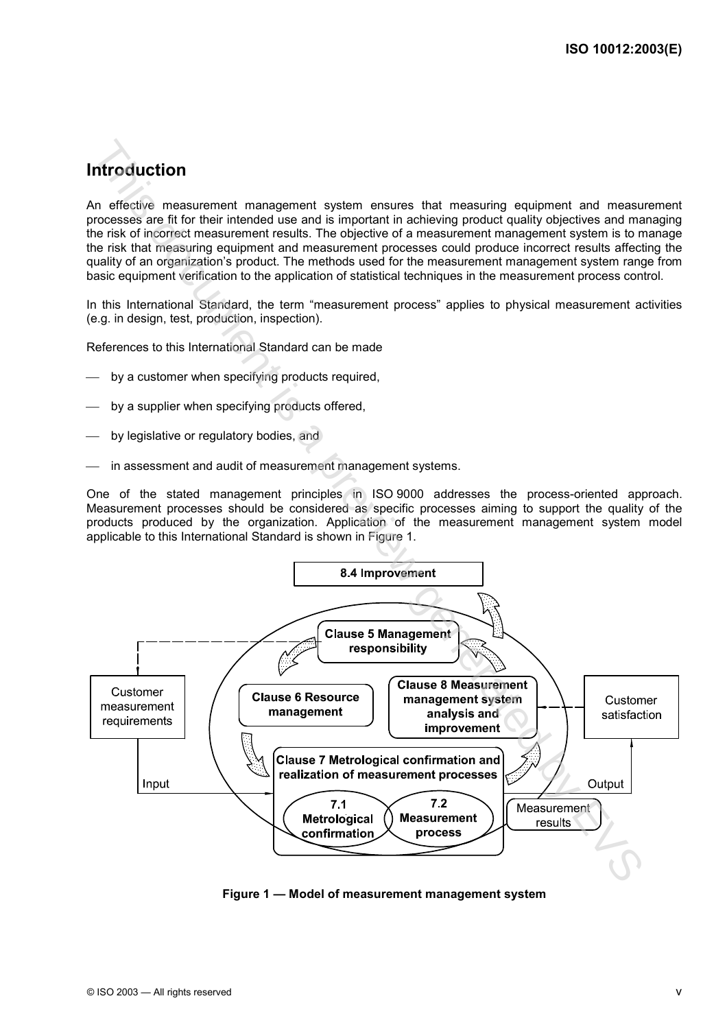## Introduction

An effective measurement management system ensures that measuring equipment and measurement processes are fit for their intended use and is important in achieving product quality objectives and managing the risk of incorrect measurement results. The objective of a measurement management system is to manage the risk that measuring equipment and measurement processes could produce incorrect results affecting the quality of an organization's product. The methods used for the measurement management system range from basic equipment verification to the application of statistical techniques in the measurement process control.

In this International Standard, the term "measurement process" applies to physical measurement activities (e.g. in design, test, production, inspection).

References to this International Standard can be made

- by a customer when specifying products required,
- by a supplier when specifying products offered,
- by legislative or regulatory bodies, and
- in assessment and audit of measurement management systems.

One of the stated management principles in ISO 9000 addresses the process-oriented approach. Measurement processes should be considered as specific processes aiming to support the quality of the products produced by the organization. Application of the measurement management system model applicable to this International Standard is shown in Figure 1.

8.4 Improvement

Clause 5 Management responsibility

Clause 6 Resource management

Clause 8 Measurement management system analysis and improvement

Clause 7 Metrological confirmation and realization of measurement processes

7.1 Metrological confirmation

7.2 Measurement process

Customer measurement requirements

Input

Customer satisfaction

Output

Measurement results

**Figure 1 — Model of measurement management system**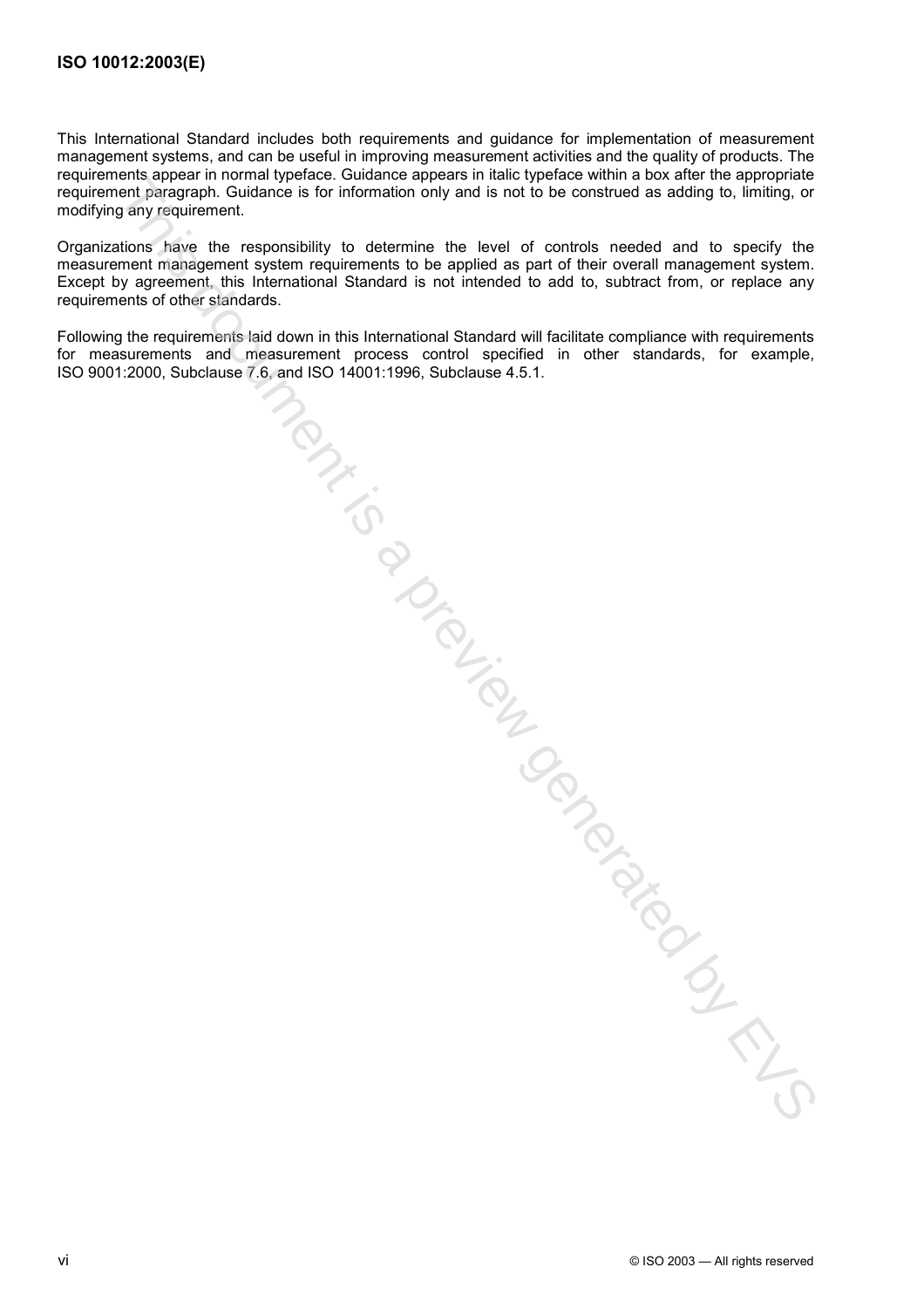This International Standard includes both requirements and guidance for implementation of measurement management systems, and can be useful in improving measurement activities and the quality of products. The requirements appear in normal typeface. Guidance appears in italic typeface within a box after the appropriate requirement paragraph. Guidance is for information only and is not to be construed as adding to, limiting, or modifying any requirement.

Organizations have the responsibility to determine the level of controls needed and to specify the measurement management system requirements to be applied as part of their overall management system. Except by agreement, this International Standard is not intended to add to, subtract from, or replace any requirements of other standards.

Following the requirements laid down in this International Standard will facilitate compliance with requirements for measurements and measurement process control specified in other standards, for example, ISO 9001:2000, Subclause 7.6, and ISO 14001:1996, Subclause 4.5.1.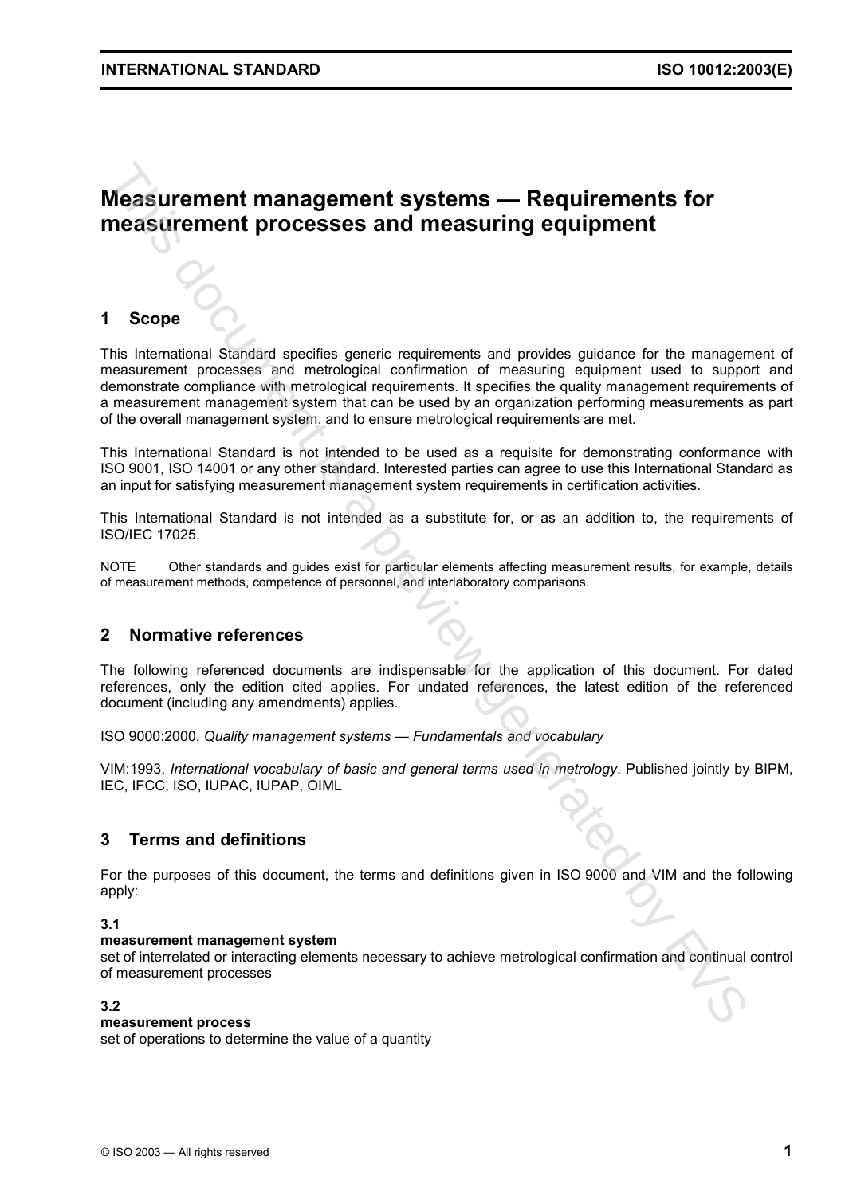# Measurement management systems — Requirements for measurement processes and measuring equipment

## 1 Scope

This International Standard specifies generic requirements and provides guidance for the management of measurement processes and metrological confirmation of measuring equipment used to support and demonstrate compliance with metrological requirements. It specifies the quality management requirements of a measurement management system that can be used by an organization performing measurements as part of the overall management system, and to ensure metrological requirements are met.

This International Standard is not intended to be used as a requisite for demonstrating conformance with ISO 9001, ISO 14001 or any other standard. Interested parties can agree to use this International Standard as an input for satisfying measurement management system requirements in certification activities.

This International Standard is not intended as a substitute for, or as an addition to, the requirements of ISO/IEC 17025.

NOTE Other standards and guides exist for particular elements affecting measurement results, for example, details of measurement methods, competence of personnel, and interlaboratory comparisons.

## 2 Normative references

The following referenced documents are indispensable for the application of this document. For dated references, only the edition cited applies. For undated references, the latest edition of the referenced document (including any amendments) applies.

ISO 9000:2000, *Quality management systems — Fundamentals and vocabulary*

VIM:1993, *International vocabulary of basic and general terms used in metrology*. Published jointly by BIPM, IEC, IFCC, ISO, IUPAC, IUPAP, OIML

## 3 Terms and definitions

For the purposes of this document, the terms and definitions given in ISO 9000 and VIM and the following apply:

**3.1**
**measurement management system**
set of interrelated or interacting elements necessary to achieve metrological confirmation and continual control of measurement processes

**3.2**
**measurement process**
set of operations to determine the value of a quantity